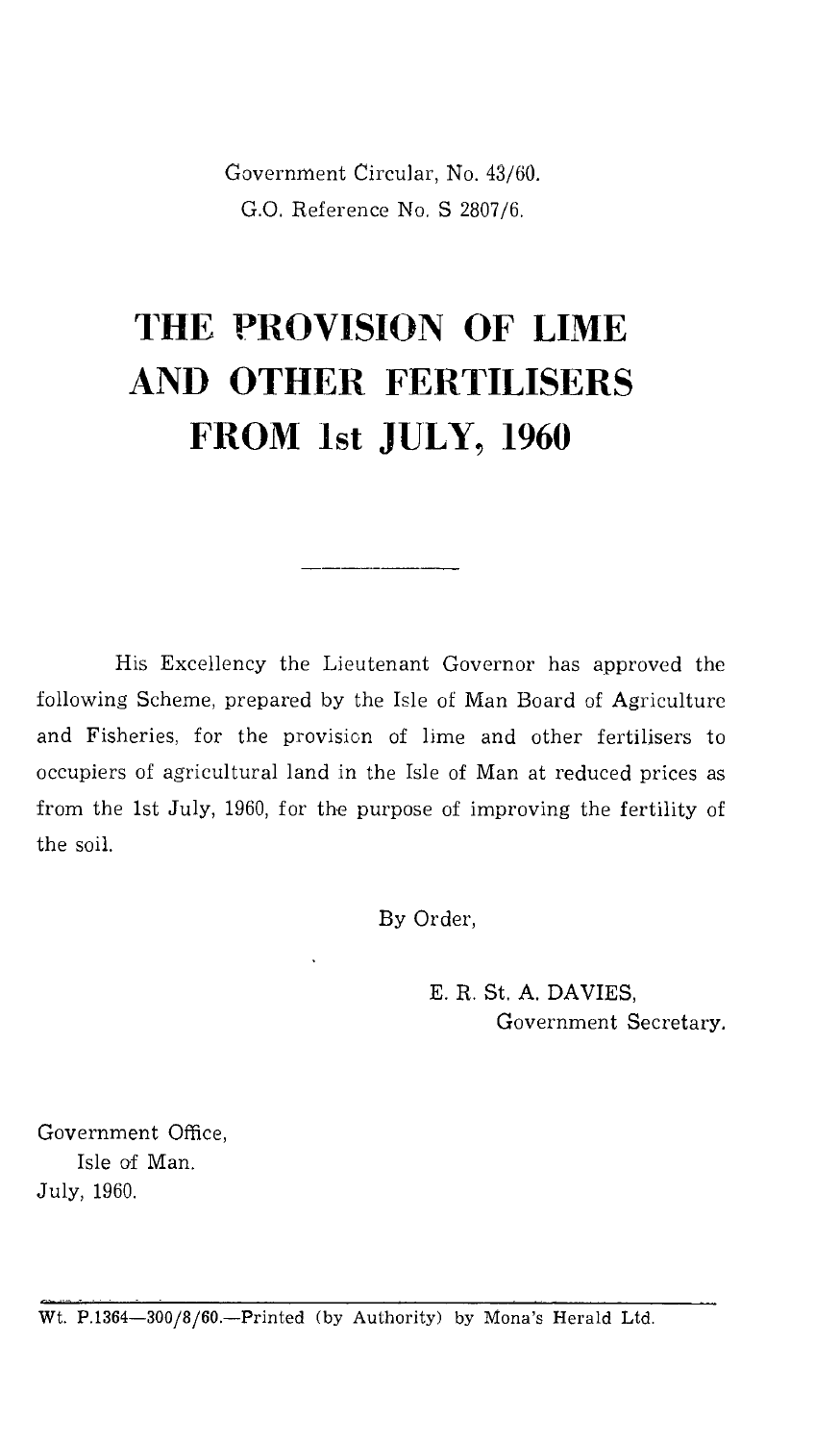Government Circular, No. 43/60.
G.O. Reference No. S 2807/6.

# THE PROVISION OF LIME AND OTHER FERTILISERS FROM 1st JULY, 1960

---

His Excellency the Lieutenant Governor has approved the following Scheme, prepared by the Isle of Man Board of Agriculture and Fisheries, for the provision of lime and other fertilisers to occupiers of agricultural land in the Isle of Man at reduced prices as from the 1st July, 1960, for the purpose of improving the fertility of the soil.

By Order,

E. R. St. A. DAVIES,
Government Secretary.

Government Office,
Isle of Man.
July, 1960.

Wt. P.1364—300/8/60.—Printed (by Authority) by Mona's Herald Ltd.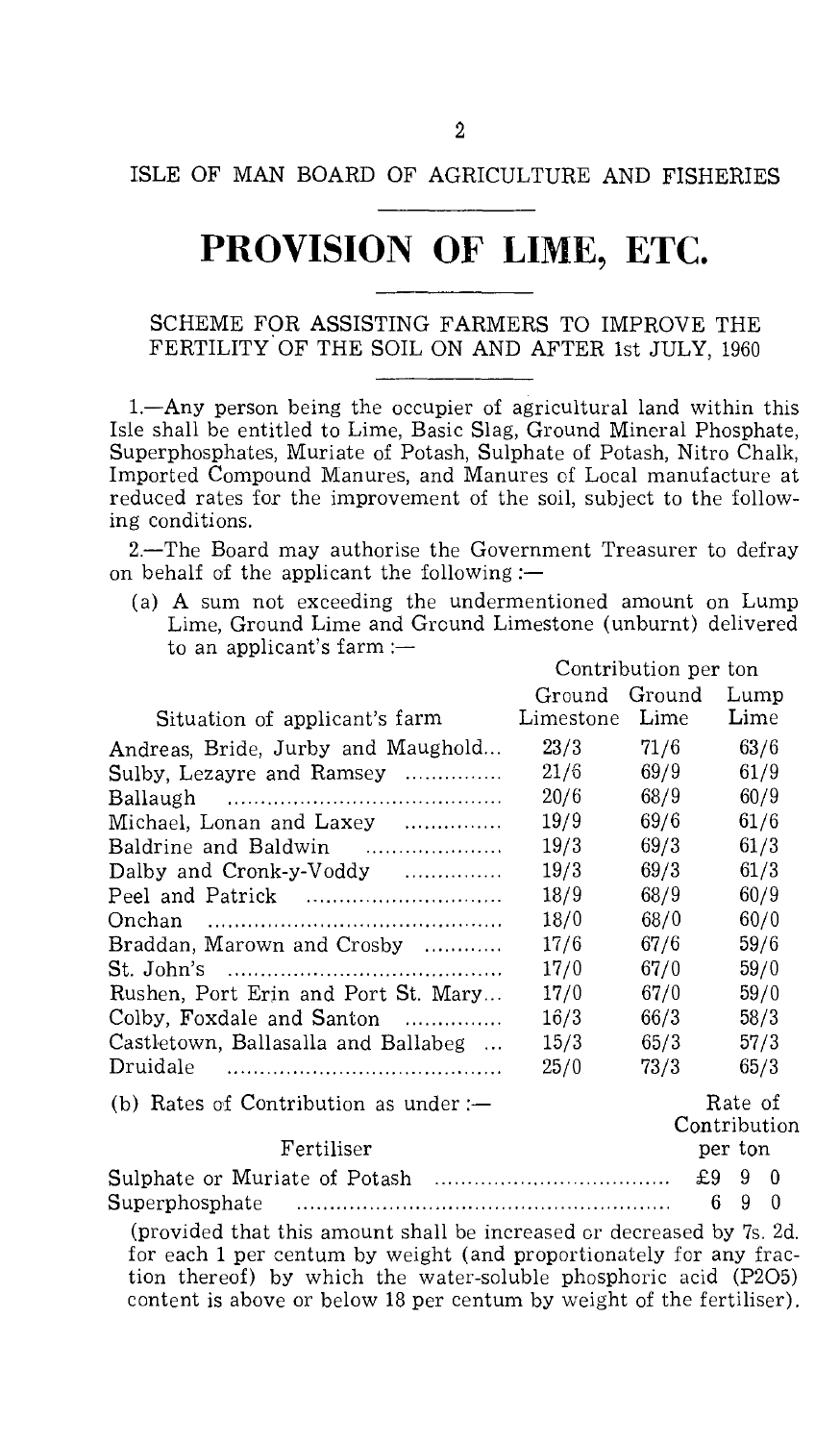ISLE OF MAN BOARD OF AGRICULTURE AND FISHERIES

# PROVISION OF LIME, ETC.

SCHEME FOR ASSISTING FARMERS TO IMPROVE THE FERTILITY OF THE SOIL ON AND AFTER 1st JULY, 1960

1.—Any person being the occupier of agricultural land within this Isle shall be entitled to Lime, Basic Slag, Ground Mineral Phosphate, Superphosphates, Muriate of Potash, Sulphate of Potash, Nitro Chalk, Imported Compound Manures, and Manures of Local manufacture at reduced rates for the improvement of the soil, subject to the following conditions.

2.—The Board may authorise the Government Treasurer to defray on behalf of the applicant the following :—

(a) A sum not exceeding the undermentioned amount on Lump Lime, Ground Lime and Ground Limestone (unburnt) delivered to an applicant's farm :—

| Situation of applicant's farm | Contribution per ton | | |
|---|---|---|---|
| | Ground Limestone | Ground Lime | Lump Lime |
| Andreas, Bride, Jurby and Maughold | 23/3 | 71/6 | 63/6 |
| Sulby, Lezayre and Ramsey | 21/6 | 69/9 | 61/9 |
| Ballaugh | 20/6 | 68/9 | 60/9 |
| Michael, Lonan and Laxey | 19/9 | 69/6 | 61/6 |
| Baldrine and Baldwin | 19/3 | 69/3 | 61/3 |
| Dalby and Cronk-y-Voddy | 19/3 | 69/3 | 61/3 |
| Peel and Patrick | 18/9 | 68/9 | 60/9 |
| Onchan | 18/0 | 68/0 | 60/0 |
| Braddan, Marown and Crosby | 17/6 | 67/6 | 59/6 |
| St. John's | 17/0 | 67/0 | 59/0 |
| Rushen, Port Erin and Port St. Mary | 17/0 | 67/0 | 59/0 |
| Colby, Foxdale and Santon | 16/3 | 66/3 | 58/3 |
| Castletown, Ballasalla and Ballabeg | 15/3 | 65/3 | 57/3 |
| Druidale | 25/0 | 73/3 | 65/3 |

(b) Rates of Contribution as under :—

| Fertiliser | Rate of Contribution per ton |
|---|---|
| Sulphate or Muriate of Potash | £9 9 0 |
| Superphosphate | 6 9 0 |

(provided that this amount shall be increased or decreased by 7s. 2d. for each 1 per centum by weight (and proportionately for any fraction thereof) by which the water-soluble phosphoric acid ($P_2O_5$) content is above or below 18 per centum by weight of the fertiliser).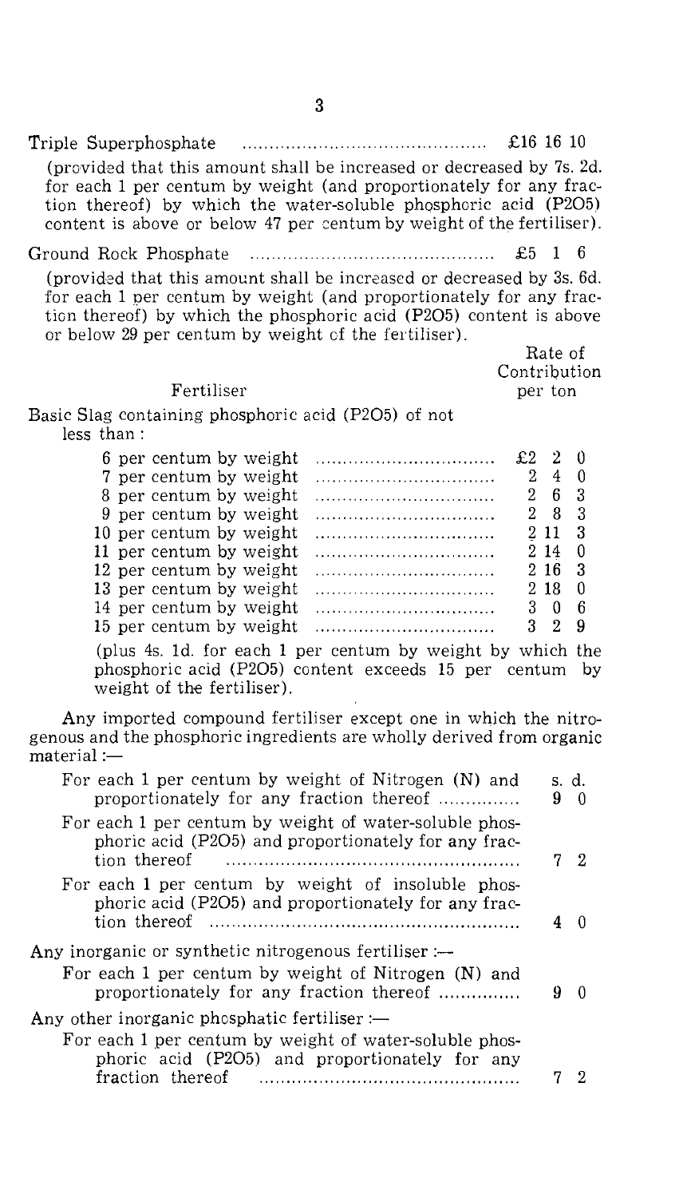Triple Superphosphate ............................................ £16 16 10

(provided that this amount shall be increased or decreased by 7s. 2d. for each 1 per centum by weight (and proportionately for any fraction thereof) by which the water-soluble phosphoric acid (P2O5) content is above or below 47 per centum by weight of the fertiliser).

Ground Rock Phosphate ............................................ £5 1 6

(provided that this amount shall be increased or decreased by 3s. 6d. for each 1 per centum by weight (and proportionately for any fraction thereof) by which the phosphoric acid (P2O5) content is above or below 29 per centum by weight of the fertiliser).

| Fertiliser | Rate of Contribution per ton |
|---|---|
| Basic Slag containing phosphoric acid (P2O5) of not less than: | |
| 6 per centum by weight | £2 2 0 |
| 7 per centum by weight | 2 4 0 |
| 8 per centum by weight | 2 6 3 |
| 9 per centum by weight | 2 8 3 |
| 10 per centum by weight | 2 11 3 |
| 11 per centum by weight | 2 14 0 |
| 12 per centum by weight | 2 16 3 |
| 13 per centum by weight | 2 18 0 |
| 14 per centum by weight | 3 0 6 |
| 15 per centum by weight | 3 2 9 |

(plus 4s. 1d. for each 1 per centum by weight by which the phosphoric acid (P2O5) content exceeds 15 per centum by weight of the fertiliser).

Any imported compound fertiliser except one in which the nitrogenous and the phosphoric ingredients are wholly derived from organic material:—

| | s. d. |
|---|---|
| For each 1 per centum by weight of Nitrogen (N) and proportionately for any fraction thereof | 9 0 |
| For each 1 per centum by weight of water-soluble phosphoric acid (P2O5) and proportionately for any fraction thereof | 7 2 |
| For each 1 per centum by weight of insoluble phosphoric acid (P2O5) and proportionately for any fraction thereof | 4 0 |

Any inorganic or synthetic nitrogenous fertiliser:—

| | |
|---|---|
| For each 1 per centum by weight of Nitrogen (N) and proportionately for any fraction thereof | 9 0 |

Any other inorganic phosphatic fertiliser:—

| | |
|---|---|
| For each 1 per centum by weight of water-soluble phosphoric acid (P2O5) and proportionately for any fraction thereof | 7 2 |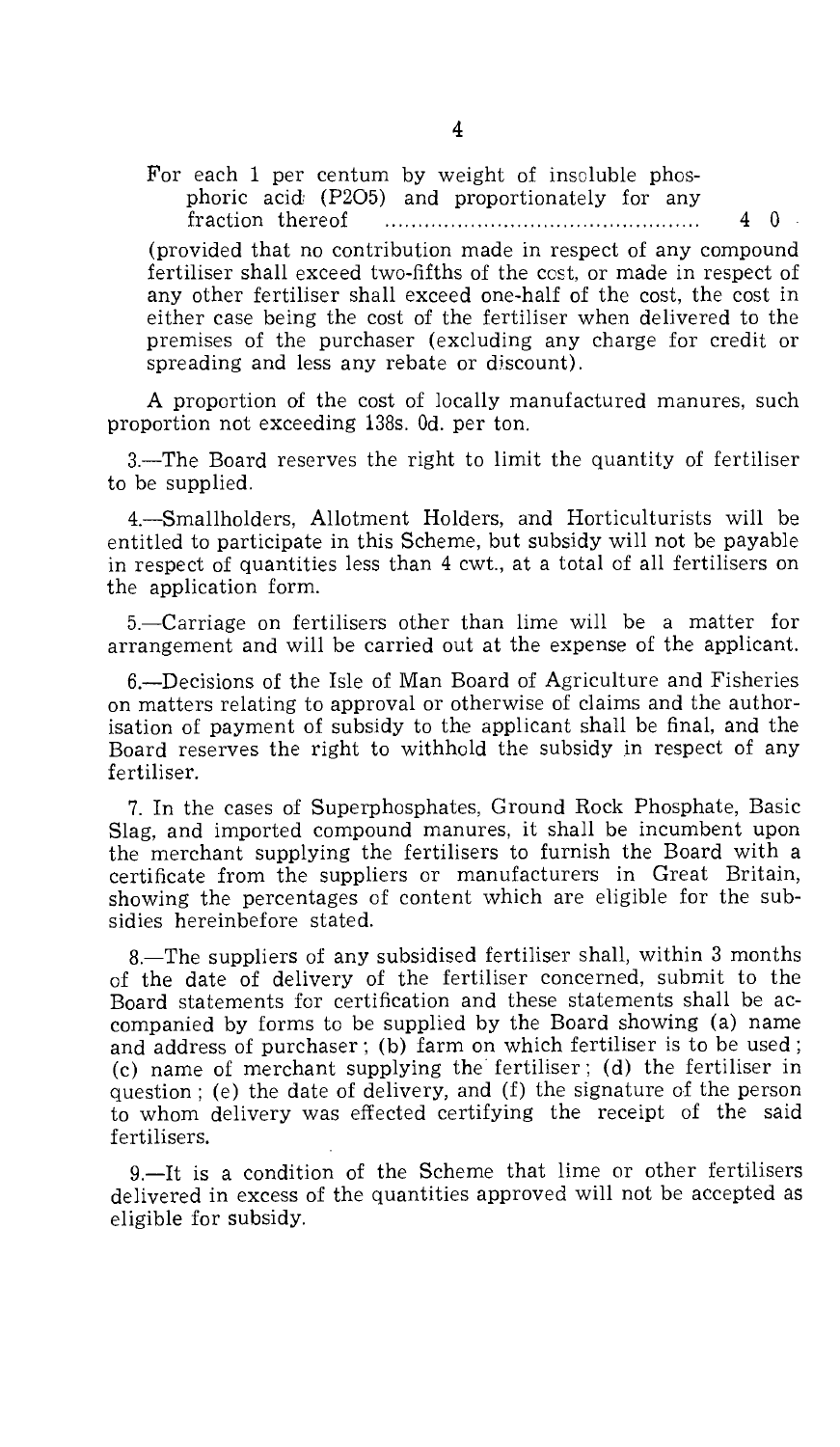For each 1 per centum by weight of insoluble phosphoric acid ($P_2O_5$) and proportionately for any fraction thereof ............................................... 4 0

(provided that no contribution made in respect of any compound fertiliser shall exceed two-fifths of the cost, or made in respect of any other fertiliser shall exceed one-half of the cost, the cost in either case being the cost of the fertiliser when delivered to the premises of the purchaser (excluding any charge for credit or spreading and less any rebate or discount).

A proportion of the cost of locally manufactured manures, such proportion not exceeding 138s. 0d. per ton.

3.—The Board reserves the right to limit the quantity of fertiliser to be supplied.

4.—Smallholders, Allotment Holders, and Horticulturists will be entitled to participate in this Scheme, but subsidy will not be payable in respect of quantities less than 4 cwt., at a total of all fertilisers on the application form.

5.—Carriage on fertilisers other than lime will be a matter for arrangement and will be carried out at the expense of the applicant.

6.—Decisions of the Isle of Man Board of Agriculture and Fisheries on matters relating to approval or otherwise of claims and the authorisation of payment of subsidy to the applicant shall be final, and the Board reserves the right to withhold the subsidy in respect of any fertiliser.

7. In the cases of Superphosphates, Ground Rock Phosphate, Basic Slag, and imported compound manures, it shall be incumbent upon the merchant supplying the fertilisers to furnish the Board with a certificate from the suppliers or manufacturers in Great Britain, showing the percentages of content which are eligible for the subsidies hereinbefore stated.

8.—The suppliers of any subsidised fertiliser shall, within 3 months of the date of delivery of the fertiliser concerned, submit to the Board statements for certification and these statements shall be accompanied by forms to be supplied by the Board showing (a) name and address of purchaser; (b) farm on which fertiliser is to be used; (c) name of merchant supplying the fertiliser; (d) the fertiliser in question; (e) the date of delivery, and (f) the signature of the person to whom delivery was effected certifying the receipt of the said fertilisers.

9.—It is a condition of the Scheme that lime or other fertilisers delivered in excess of the quantities approved will not be accepted as eligible for subsidy.